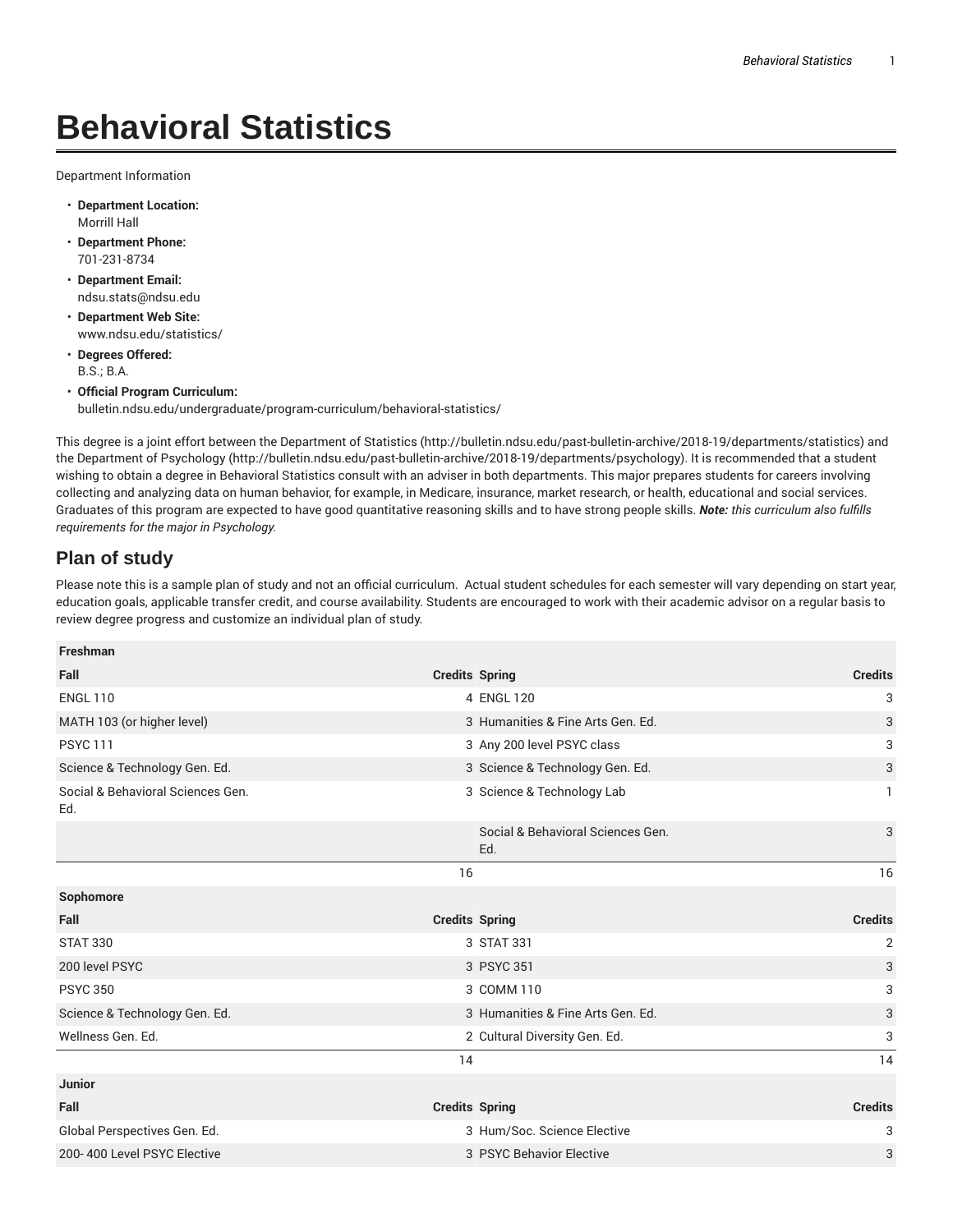# Behavioral Statistics

Department Information

- **Department Location:**
  Morrill Hall
- **Department Phone:**
  701-231-8734
- **Department Email:**
  ndsu.stats@ndsu.edu
- **Department Web Site:**
  www.ndsu.edu/statistics/
- **Degrees Offered:**
  B.S.; B.A.
- **Official Program Curriculum:**
  bulletin.ndsu.edu/undergraduate/program-curriculum/behavioral-statistics/

This degree is a joint effort between the Department of Statistics (http://bulletin.ndsu.edu/past-bulletin-archive/2018-19/departments/statistics) and the Department of Psychology (http://bulletin.ndsu.edu/past-bulletin-archive/2018-19/departments/psychology). It is recommended that a student wishing to obtain a degree in Behavioral Statistics consult with an adviser in both departments. This major prepares students for careers involving collecting and analyzing data on human behavior, for example, in Medicare, insurance, market research, or health, educational and social services. Graduates of this program are expected to have good quantitative reasoning skills and to have strong people skills. ***Note:** this curriculum also fulfills requirements for the major in Psychology.*

## Plan of study

Please note this is a sample plan of study and not an official curriculum. Actual student schedules for each semester will vary depending on start year, education goals, applicable transfer credit, and course availability. Students are encouraged to work with their academic advisor on a regular basis to review degree progress and customize an individual plan of study.

| Freshman | | | |
|---|---|---|---|
| **Fall** | **Credits** | **Spring** | **Credits** |
| ENGL 110 | 4 | ENGL 120 | 3 |
| MATH 103 (or higher level) | 3 | Humanities & Fine Arts Gen. Ed. | 3 |
| PSYC 111 | 3 | Any 200 level PSYC class | 3 |
| Science & Technology Gen. Ed. | 3 | Science & Technology Gen. Ed. | 3 |
| Social & Behavioral Sciences Gen. Ed. | 3 | Science & Technology Lab | 1 |
| | | Social & Behavioral Sciences Gen. Ed. | 3 |
| | 16 | | 16 |
| **Sophomore** | | | |
| **Fall** | **Credits** | **Spring** | **Credits** |
| STAT 330 | 3 | STAT 331 | 2 |
| 200 level PSYC | 3 | PSYC 351 | 3 |
| PSYC 350 | 3 | COMM 110 | 3 |
| Science & Technology Gen. Ed. | 3 | Humanities & Fine Arts Gen. Ed. | 3 |
| Wellness Gen. Ed. | 2 | Cultural Diversity Gen. Ed. | 3 |
| | 14 | | 14 |
| **Junior** | | | |
| **Fall** | **Credits** | **Spring** | **Credits** |
| Global Perspectives Gen. Ed. | 3 | Hum/Soc. Science Elective | 3 |
| 200- 400 Level PSYC Elective | 3 | PSYC Behavior Elective | 3 |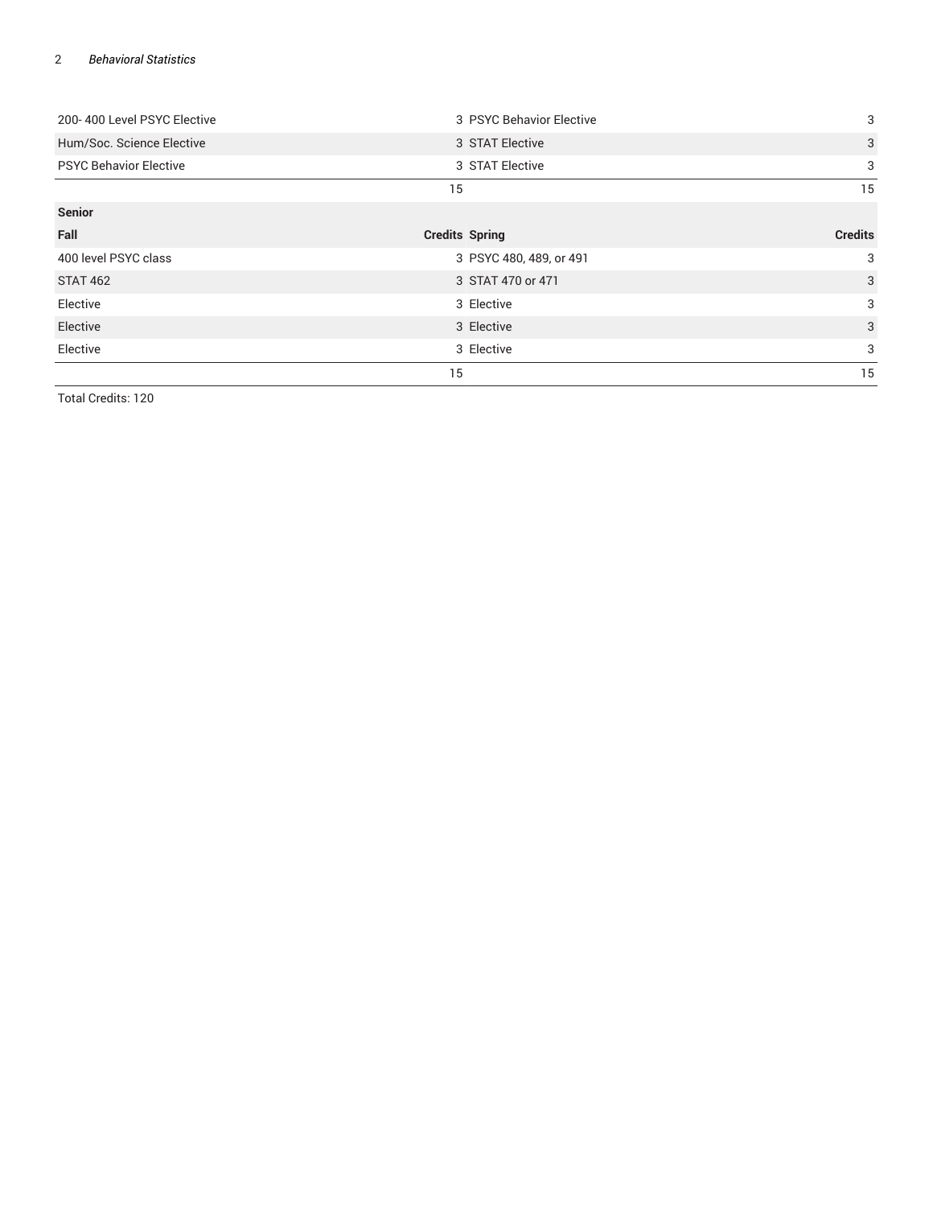| | | | |
|---|---|---|---|
| 200- 400 Level PSYC Elective | 3 | PSYC Behavior Elective | 3 |
| Hum/Soc. Science Elective | 3 | STAT Elective | 3 |
| PSYC Behavior Elective | 3 | STAT Elective | 3 |
| | 15 | | 15 |
| **Senior** | | | |
| **Fall** | **Credits** | **Spring** | **Credits** |
| 400 level PSYC class | 3 | PSYC 480, 489, or 491 | 3 |
| STAT 462 | 3 | STAT 470 or 471 | 3 |
| Elective | 3 | Elective | 3 |
| Elective | 3 | Elective | 3 |
| Elective | 3 | Elective | 3 |
| | 15 | | 15 |

Total Credits: 120